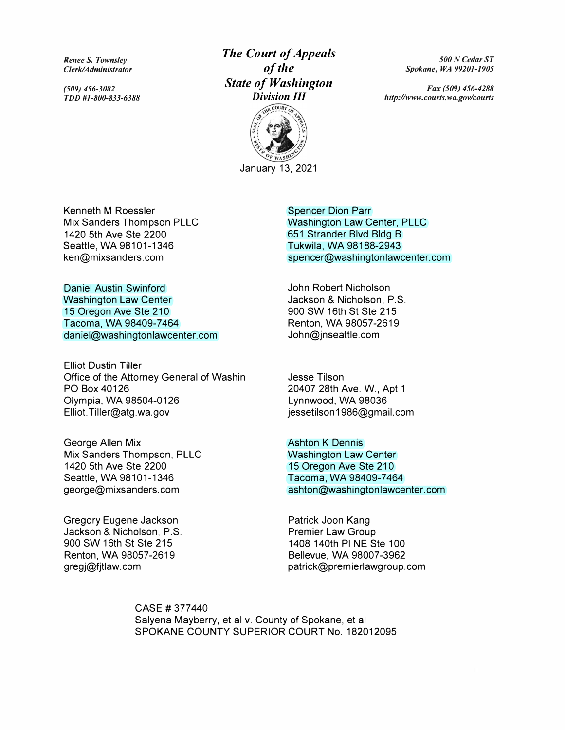*Renee S. Townsley*
*Clerk/Administrator*

*(509) 456-3082*
*TDD #1-800-833-6388*

# *The Court of Appeals of the State of Washington*
## *Division III*

*500 N Cedar ST*
*Spokane, WA 99201-1905*

*Fax (509) 456-4288*
*http://www.courts.wa.gov/courts*

January 13, 2021

Kenneth M Roessler
Mix Sanders Thompson PLLC
1420 5th Ave Ste 2200
Seattle, WA 98101-1346
ken@mixsanders.com

Spencer Dion Parr
Washington Law Center, PLLC
651 Strander Blvd Bldg B
Tukwila, WA 98188-2943
spencer@washingtonlawcenter.com

Daniel Austin Swinford
Washington Law Center
15 Oregon Ave Ste 210
Tacoma, WA 98409-7464
daniel@washingtonlawcenter.com

John Robert Nicholson
Jackson & Nicholson, P.S.
900 SW 16th St Ste 215
Renton, WA 98057-2619
John@jnseattle.com

Elliot Dustin Tiller
Office of the Attorney General of Washin
PO Box 40126
Olympia, WA 98504-0126
Elliot.Tiller@atg.wa.gov

Jesse Tilson
20407 28th Ave. W., Apt 1
Lynnwood, WA 98036
jessetilson1986@gmail.com

George Allen Mix
Mix Sanders Thompson, PLLC
1420 5th Ave Ste 2200
Seattle, WA 98101-1346
george@mixsanders.com

Ashton K Dennis
Washington Law Center
15 Oregon Ave Ste 210
Tacoma, WA 98409-7464
ashton@washingtonlawcenter.com

Gregory Eugene Jackson
Jackson & Nicholson, P.S.
900 SW 16th St Ste 215
Renton, WA 98057-2619
gregj@fjtlaw.com

Patrick Joon Kang
Premier Law Group
1408 140th Pl NE Ste 100
Bellevue, WA 98007-3962
patrick@premierlawgroup.com

CASE # 377440
Salyena Mayberry, et al v. County of Spokane, et al
SPOKANE COUNTY SUPERIOR COURT No. 182012095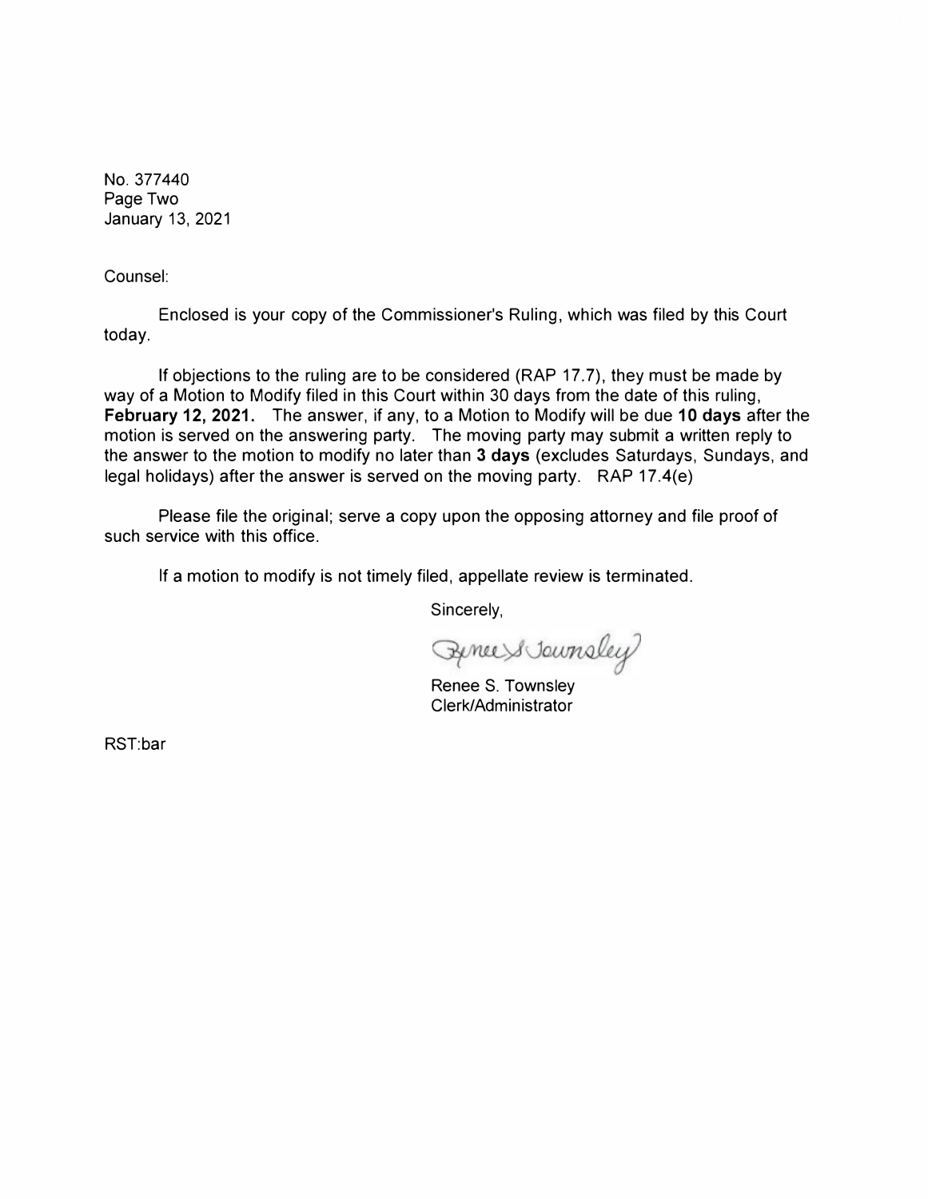No. 377440
Page Two
January 13, 2021

Counsel:

Enclosed is your copy of the Commissioner's Ruling, which was filed by this Court today.

If objections to the ruling are to be considered (RAP 17.7), they must be made by way of a Motion to Modify filed in this Court within 30 days from the date of this ruling, **February 12, 2021.** The answer, if any, to a Motion to Modify will be due **10 days** after the motion is served on the answering party. The moving party may submit a written reply to the answer to the motion to modify no later than **3 days** (excludes Saturdays, Sundays, and legal holidays) after the answer is served on the moving party. RAP 17.4(e)

Please file the original; serve a copy upon the opposing attorney and file proof of such service with this office.

If a motion to modify is not timely filed, appellate review is terminated.

Sincerely,

Renee S. Townsley

Renee S. Townsley
Clerk/Administrator

RST:bar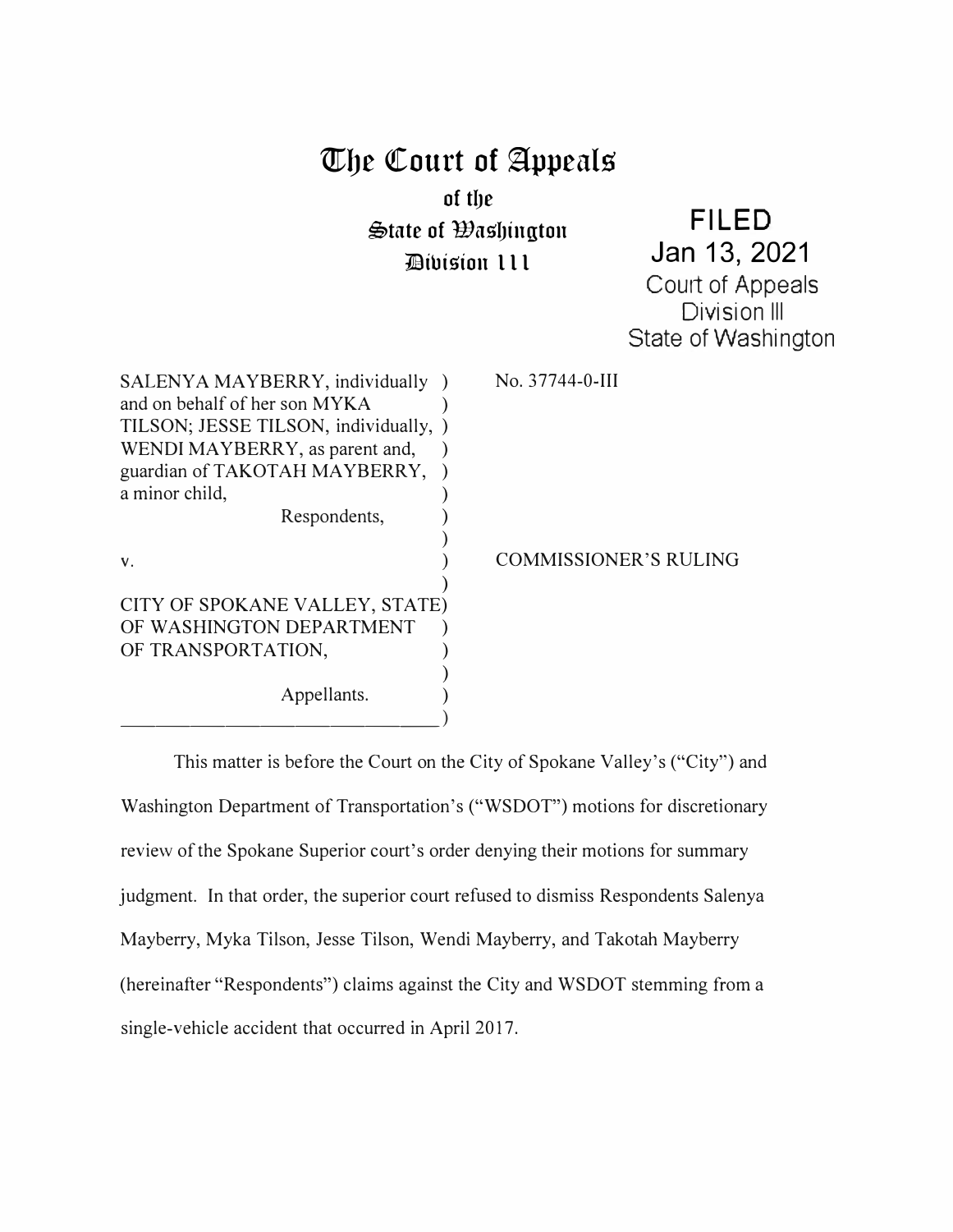# The Court of Appeals

**of the**

**State of Washington**

**Division III**

**FILED**
**Jan 13, 2021**
Court of Appeals
Division III
State of Washington

| | |
|---|---|
| SALENYA MAYBERRY, individually and on behalf of her son MYKA TILSON; JESSE TILSON, individually, WENDI MAYBERRY, as parent and, guardian of TAKOTAH MAYBERRY, a minor child, | No. 37744-0-III |
| Respondents, | |
| v. | COMMISSIONER'S RULING |
| CITY OF SPOKANE VALLEY, STATE OF WASHINGTON DEPARTMENT OF TRANSPORTATION, | |
| Appellants. | |

This matter is before the Court on the City of Spokane Valley's ("City") and Washington Department of Transportation's ("WSDOT") motions for discretionary review of the Spokane Superior court's order denying their motions for summary judgment. In that order, the superior court refused to dismiss Respondents Salenya Mayberry, Myka Tilson, Jesse Tilson, Wendi Mayberry, and Takotah Mayberry (hereinafter "Respondents") claims against the City and WSDOT stemming from a single-vehicle accident that occurred in April 2017.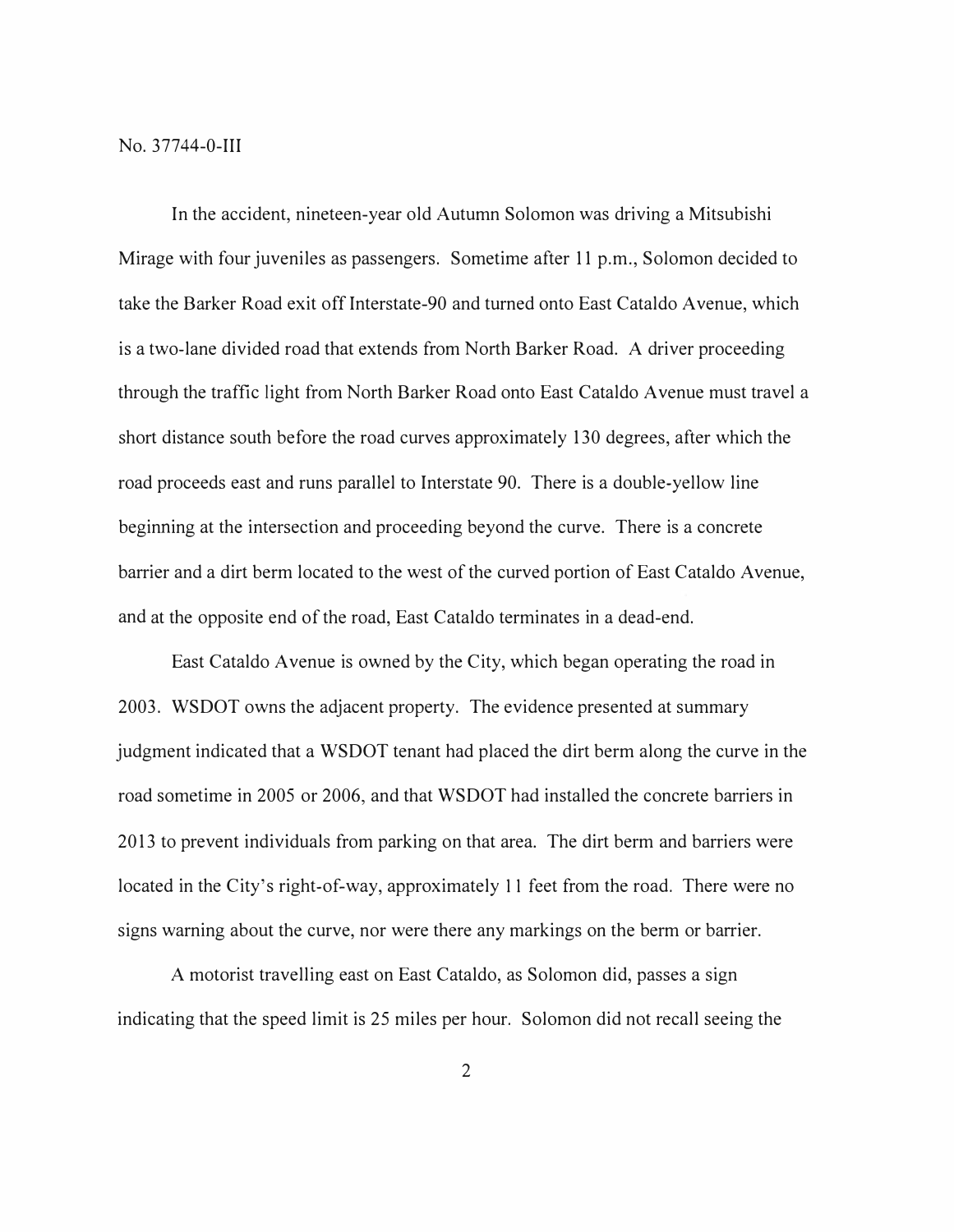In the accident, nineteen-year old Autumn Solomon was driving a Mitsubishi Mirage with four juveniles as passengers. Sometime after 11 p.m., Solomon decided to take the Barker Road exit off Interstate-90 and turned onto East Cataldo Avenue, which is a two-lane divided road that extends from North Barker Road. A driver proceeding through the traffic light from North Barker Road onto East Cataldo Avenue must travel a short distance south before the road curves approximately 130 degrees, after which the road proceeds east and runs parallel to Interstate 90. There is a double-yellow line beginning at the intersection and proceeding beyond the curve. There is a concrete barrier and a dirt berm located to the west of the curved portion of East Cataldo Avenue, and at the opposite end of the road, East Cataldo terminates in a dead-end.

East Cataldo Avenue is owned by the City, which began operating the road in 2003. WSDOT owns the adjacent property. The evidence presented at summary judgment indicated that a WSDOT tenant had placed the dirt berm along the curve in the road sometime in 2005 or 2006, and that WSDOT had installed the concrete barriers in 2013 to prevent individuals from parking on that area. The dirt berm and barriers were located in the City's right-of-way, approximately 11 feet from the road. There were no signs warning about the curve, nor were there any markings on the berm or barrier.

A motorist travelling east on East Cataldo, as Solomon did, passes a sign indicating that the speed limit is 25 miles per hour. Solomon did not recall seeing the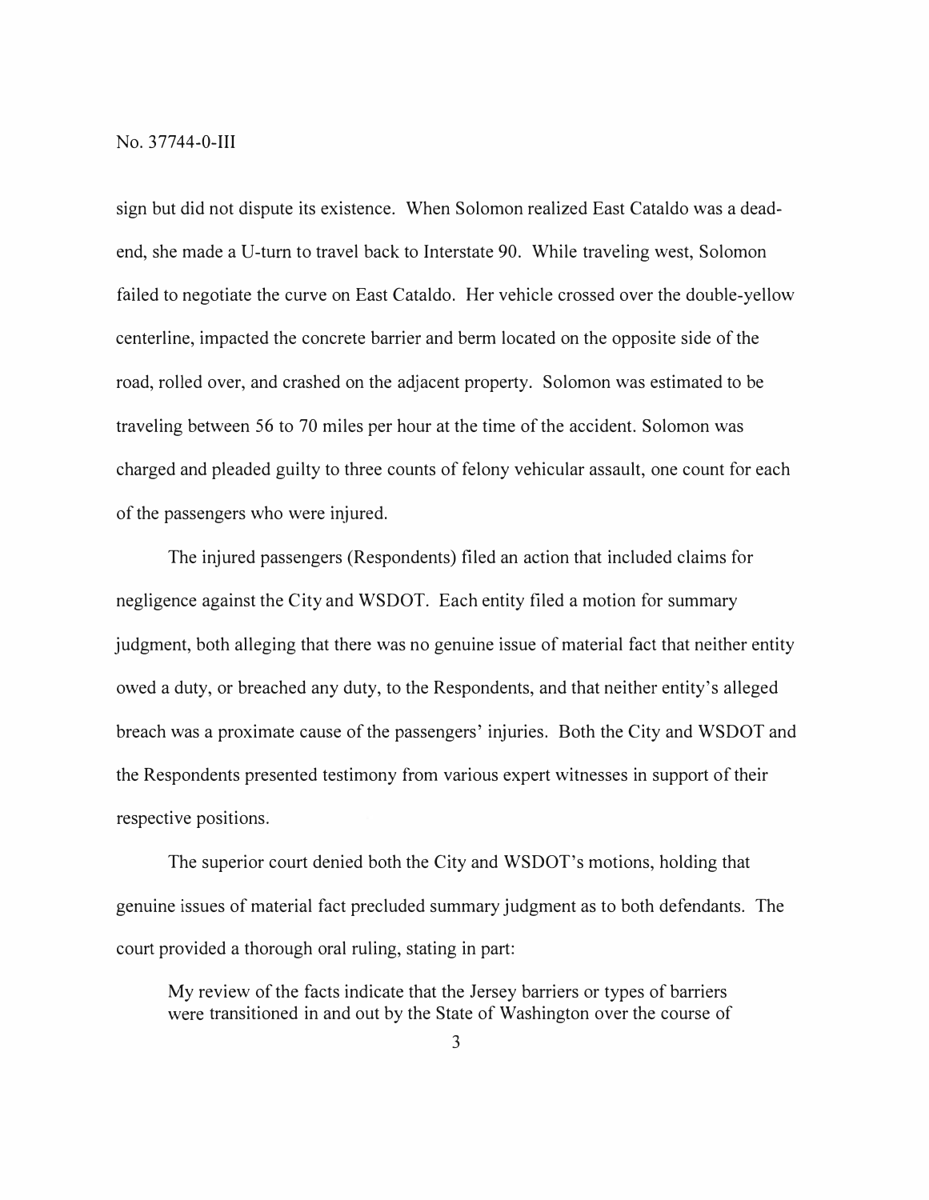sign but did not dispute its existence. When Solomon realized East Cataldo was a dead-end, she made a U-turn to travel back to Interstate 90. While traveling west, Solomon failed to negotiate the curve on East Cataldo. Her vehicle crossed over the double-yellow centerline, impacted the concrete barrier and berm located on the opposite side of the road, rolled over, and crashed on the adjacent property. Solomon was estimated to be traveling between 56 to 70 miles per hour at the time of the accident. Solomon was charged and pleaded guilty to three counts of felony vehicular assault, one count for each of the passengers who were injured.

The injured passengers (Respondents) filed an action that included claims for negligence against the City and WSDOT. Each entity filed a motion for summary judgment, both alleging that there was no genuine issue of material fact that neither entity owed a duty, or breached any duty, to the Respondents, and that neither entity's alleged breach was a proximate cause of the passengers' injuries. Both the City and WSDOT and the Respondents presented testimony from various expert witnesses in support of their respective positions.

The superior court denied both the City and WSDOT's motions, holding that genuine issues of material fact precluded summary judgment as to both defendants. The court provided a thorough oral ruling, stating in part:

> My review of the facts indicate that the Jersey barriers or types of barriers were transitioned in and out by the State of Washington over the course of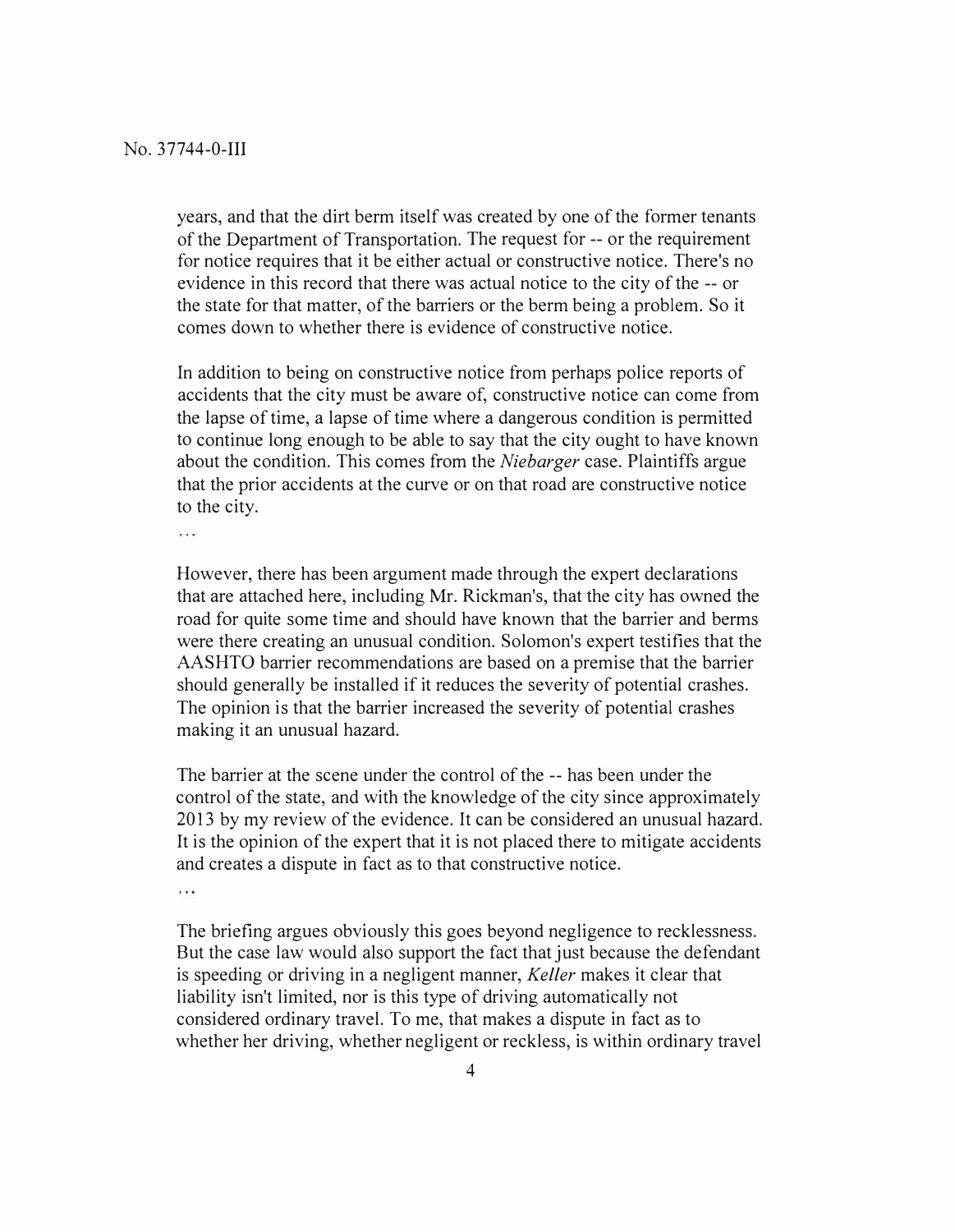> years, and that the dirt berm itself was created by one of the former tenants of the Department of Transportation. The request for -- or the requirement for notice requires that it be either actual or constructive notice. There's no evidence in this record that there was actual notice to the city of the -- or the state for that matter, of the barriers or the berm being a problem. So it comes down to whether there is evidence of constructive notice.
>
> In addition to being on constructive notice from perhaps police reports of accidents that the city must be aware of, constructive notice can come from the lapse of time, a lapse of time where a dangerous condition is permitted to continue long enough to be able to say that the city ought to have known about the condition. This comes from the *Niebarger* case. Plaintiffs argue that the prior accidents at the curve or on that road are constructive notice to the city.
>
> . . .
>
> However, there has been argument made through the expert declarations that are attached here, including Mr. Rickman's, that the city has owned the road for quite some time and should have known that the barrier and berms were there creating an unusual condition. Solomon's expert testifies that the AASHTO barrier recommendations are based on a premise that the barrier should generally be installed if it reduces the severity of potential crashes. The opinion is that the barrier increased the severity of potential crashes making it an unusual hazard.
>
> The barrier at the scene under the control of the -- has been under the control of the state, and with the knowledge of the city since approximately 2013 by my review of the evidence. It can be considered an unusual hazard. It is the opinion of the expert that it is not placed there to mitigate accidents and creates a dispute in fact as to that constructive notice.
>
> . . .
>
> The briefing argues obviously this goes beyond negligence to recklessness. But the case law would also support the fact that just because the defendant is speeding or driving in a negligent manner, *Keller* makes it clear that liability isn't limited, nor is this type of driving automatically not considered ordinary travel. To me, that makes a dispute in fact as to whether her driving, whether negligent or reckless, is within ordinary travel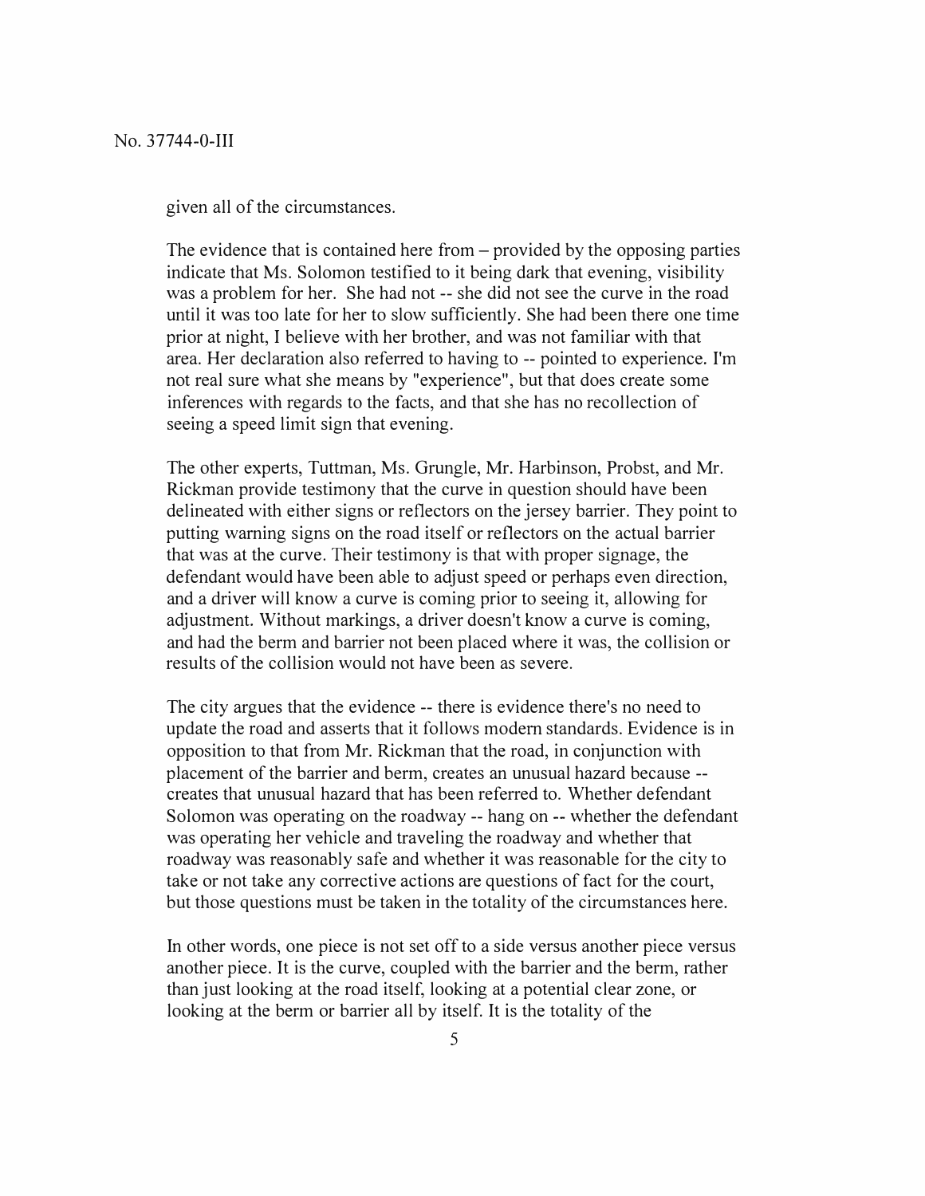given all of the circumstances.

The evidence that is contained here from – provided by the opposing parties indicate that Ms. Solomon testified to it being dark that evening, visibility was a problem for her. She had not -- she did not see the curve in the road until it was too late for her to slow sufficiently. She had been there one time prior at night, I believe with her brother, and was not familiar with that area. Her declaration also referred to having to -- pointed to experience. I'm not real sure what she means by "experience", but that does create some inferences with regards to the facts, and that she has no recollection of seeing a speed limit sign that evening.

The other experts, Tuttman, Ms. Grungle, Mr. Harbinson, Probst, and Mr. Rickman provide testimony that the curve in question should have been delineated with either signs or reflectors on the jersey barrier. They point to putting warning signs on the road itself or reflectors on the actual barrier that was at the curve. Their testimony is that with proper signage, the defendant would have been able to adjust speed or perhaps even direction, and a driver will know a curve is coming prior to seeing it, allowing for adjustment. Without markings, a driver doesn't know a curve is coming, and had the berm and barrier not been placed where it was, the collision or results of the collision would not have been as severe.

The city argues that the evidence -- there is evidence there's no need to update the road and asserts that it follows modern standards. Evidence is in opposition to that from Mr. Rickman that the road, in conjunction with placement of the barrier and berm, creates an unusual hazard because -- creates that unusual hazard that has been referred to. Whether defendant Solomon was operating on the roadway -- hang on -- whether the defendant was operating her vehicle and traveling the roadway and whether that roadway was reasonably safe and whether it was reasonable for the city to take or not take any corrective actions are questions of fact for the court, but those questions must be taken in the totality of the circumstances here.

In other words, one piece is not set off to a side versus another piece versus another piece. It is the curve, coupled with the barrier and the berm, rather than just looking at the road itself, looking at a potential clear zone, or looking at the berm or barrier all by itself. It is the totality of the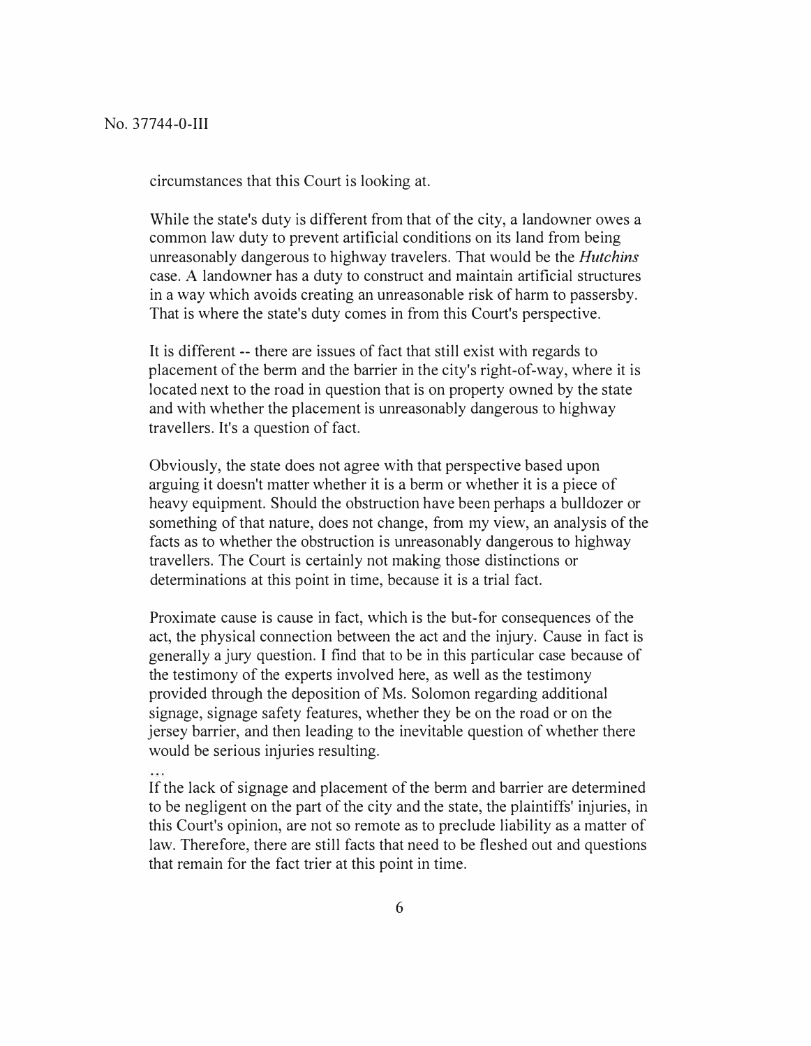circumstances that this Court is looking at.

> While the state's duty is different from that of the city, a landowner owes a common law duty to prevent artificial conditions on its land from being unreasonably dangerous to highway travelers. That would be the *Hutchins* case. A landowner has a duty to construct and maintain artificial structures in a way which avoids creating an unreasonable risk of harm to passersby. That is where the state's duty comes in from this Court's perspective.
>
> It is different -- there are issues of fact that still exist with regards to placement of the berm and the barrier in the city's right-of-way, where it is located next to the road in question that is on property owned by the state and with whether the placement is unreasonably dangerous to highway travellers. It's a question of fact.
>
> Obviously, the state does not agree with that perspective based upon arguing it doesn't matter whether it is a berm or whether it is a piece of heavy equipment. Should the obstruction have been perhaps a bulldozer or something of that nature, does not change, from my view, an analysis of the facts as to whether the obstruction is unreasonably dangerous to highway travellers. The Court is certainly not making those distinctions or determinations at this point in time, because it is a trial fact.
>
> Proximate cause is cause in fact, which is the but-for consequences of the act, the physical connection between the act and the injury. Cause in fact is generally a jury question. I find that to be in this particular case because of the testimony of the experts involved here, as well as the testimony provided through the deposition of Ms. Solomon regarding additional signage, signage safety features, whether they be on the road or on the jersey barrier, and then leading to the inevitable question of whether there would be serious injuries resulting.
>
> ...
>
> If the lack of signage and placement of the berm and barrier are determined to be negligent on the part of the city and the state, the plaintiffs' injuries, in this Court's opinion, are not so remote as to preclude liability as a matter of law. Therefore, there are still facts that need to be fleshed out and questions that remain for the fact trier at this point in time.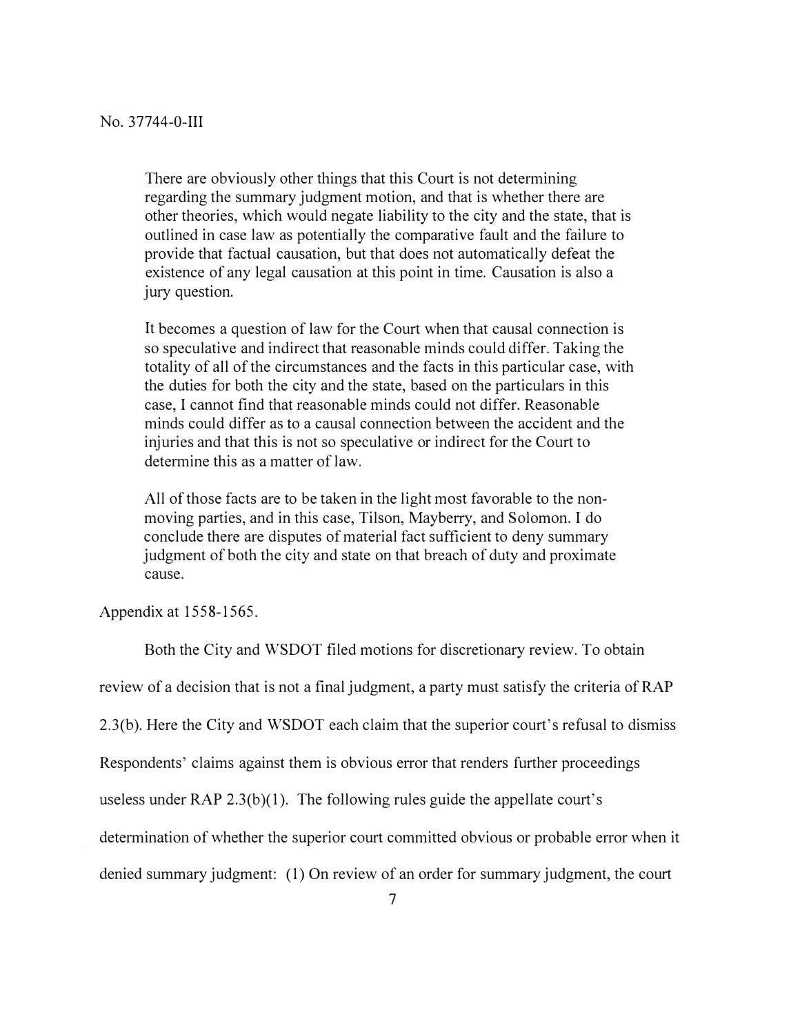> There are obviously other things that this Court is not determining regarding the summary judgment motion, and that is whether there are other theories, which would negate liability to the city and the state, that is outlined in case law as potentially the comparative fault and the failure to provide that factual causation, but that does not automatically defeat the existence of any legal causation at this point in time. Causation is also a jury question.
>
> It becomes a question of law for the Court when that causal connection is so speculative and indirect that reasonable minds could differ. Taking the totality of all of the circumstances and the facts in this particular case, with the duties for both the city and the state, based on the particulars in this case, I cannot find that reasonable minds could not differ. Reasonable minds could differ as to a causal connection between the accident and the injuries and that this is not so speculative or indirect for the Court to determine this as a matter of law.
>
> All of those facts are to be taken in the light most favorable to the non-moving parties, and in this case, Tilson, Mayberry, and Solomon. I do conclude there are disputes of material fact sufficient to deny summary judgment of both the city and state on that breach of duty and proximate cause.

Appendix at 1558-1565.

Both the City and WSDOT filed motions for discretionary review. To obtain review of a decision that is not a final judgment, a party must satisfy the criteria of RAP 2.3(b). Here the City and WSDOT each claim that the superior court's refusal to dismiss Respondents' claims against them is obvious error that renders further proceedings useless under RAP 2.3(b)(1). The following rules guide the appellate court's determination of whether the superior court committed obvious or probable error when it denied summary judgment: (1) On review of an order for summary judgment, the court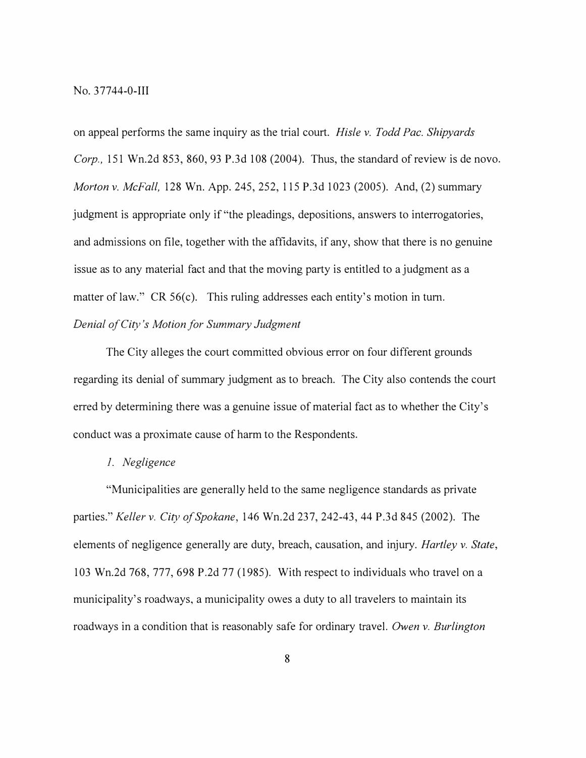on appeal performs the same inquiry as the trial court. *Hisle v. Todd Pac. Shipyards Corp.*, 151 Wn.2d 853, 860, 93 P.3d 108 (2004). Thus, the standard of review is de novo. *Morton v. McFall*, 128 Wn. App. 245, 252, 115 P.3d 1023 (2005). And, (2) summary judgment is appropriate only if "the pleadings, depositions, answers to interrogatories, and admissions on file, together with the affidavits, if any, show that there is no genuine issue as to any material fact and that the moving party is entitled to a judgment as a matter of law." CR 56(c). This ruling addresses each entity's motion in turn.

*Denial of City's Motion for Summary Judgment*

The City alleges the court committed obvious error on four different grounds regarding its denial of summary judgment as to breach. The City also contends the court erred by determining there was a genuine issue of material fact as to whether the City's conduct was a proximate cause of harm to the Respondents.

*1. Negligence*

"Municipalities are generally held to the same negligence standards as private parties." *Keller v. City of Spokane*, 146 Wn.2d 237, 242-43, 44 P.3d 845 (2002). The elements of negligence generally are duty, breach, causation, and injury. *Hartley v. State*, 103 Wn.2d 768, 777, 698 P.2d 77 (1985). With respect to individuals who travel on a municipality's roadways, a municipality owes a duty to all travelers to maintain its roadways in a condition that is reasonably safe for ordinary travel. *Owen v. Burlington*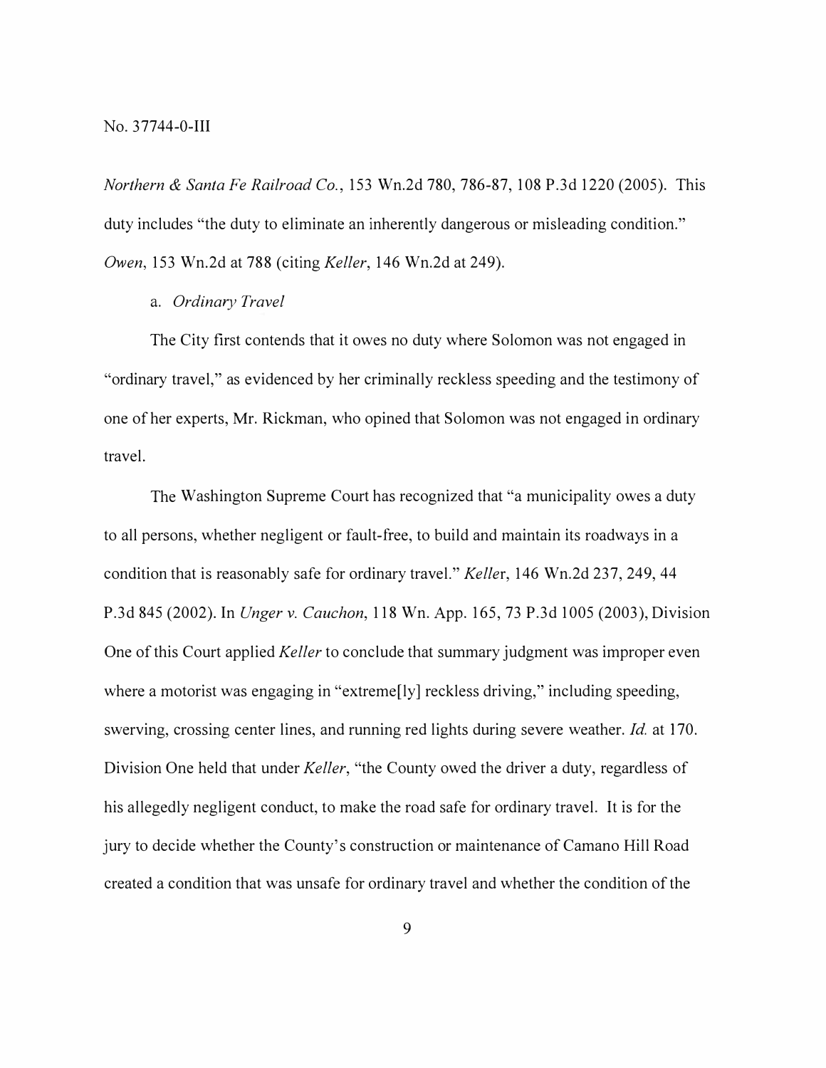*Northern & Santa Fe Railroad Co.*, 153 Wn.2d 780, 786-87, 108 P.3d 1220 (2005). This duty includes "the duty to eliminate an inherently dangerous or misleading condition." *Owen*, 153 Wn.2d at 788 (citing *Keller*, 146 Wn.2d at 249).

a. *Ordinary Travel*

The City first contends that it owes no duty where Solomon was not engaged in "ordinary travel," as evidenced by her criminally reckless speeding and the testimony of one of her experts, Mr. Rickman, who opined that Solomon was not engaged in ordinary travel.

The Washington Supreme Court has recognized that "a municipality owes a duty to all persons, whether negligent or fault-free, to build and maintain its roadways in a condition that is reasonably safe for ordinary travel." *Keller*, 146 Wn.2d 237, 249, 44 P.3d 845 (2002). In *Unger v. Cauchon*, 118 Wn. App. 165, 73 P.3d 1005 (2003), Division One of this Court applied *Keller* to conclude that summary judgment was improper even where a motorist was engaging in "extreme[ly] reckless driving," including speeding, swerving, crossing center lines, and running red lights during severe weather. *Id.* at 170. Division One held that under *Keller*, "the County owed the driver a duty, regardless of his allegedly negligent conduct, to make the road safe for ordinary travel. It is for the jury to decide whether the County's construction or maintenance of Camano Hill Road created a condition that was unsafe for ordinary travel and whether the condition of the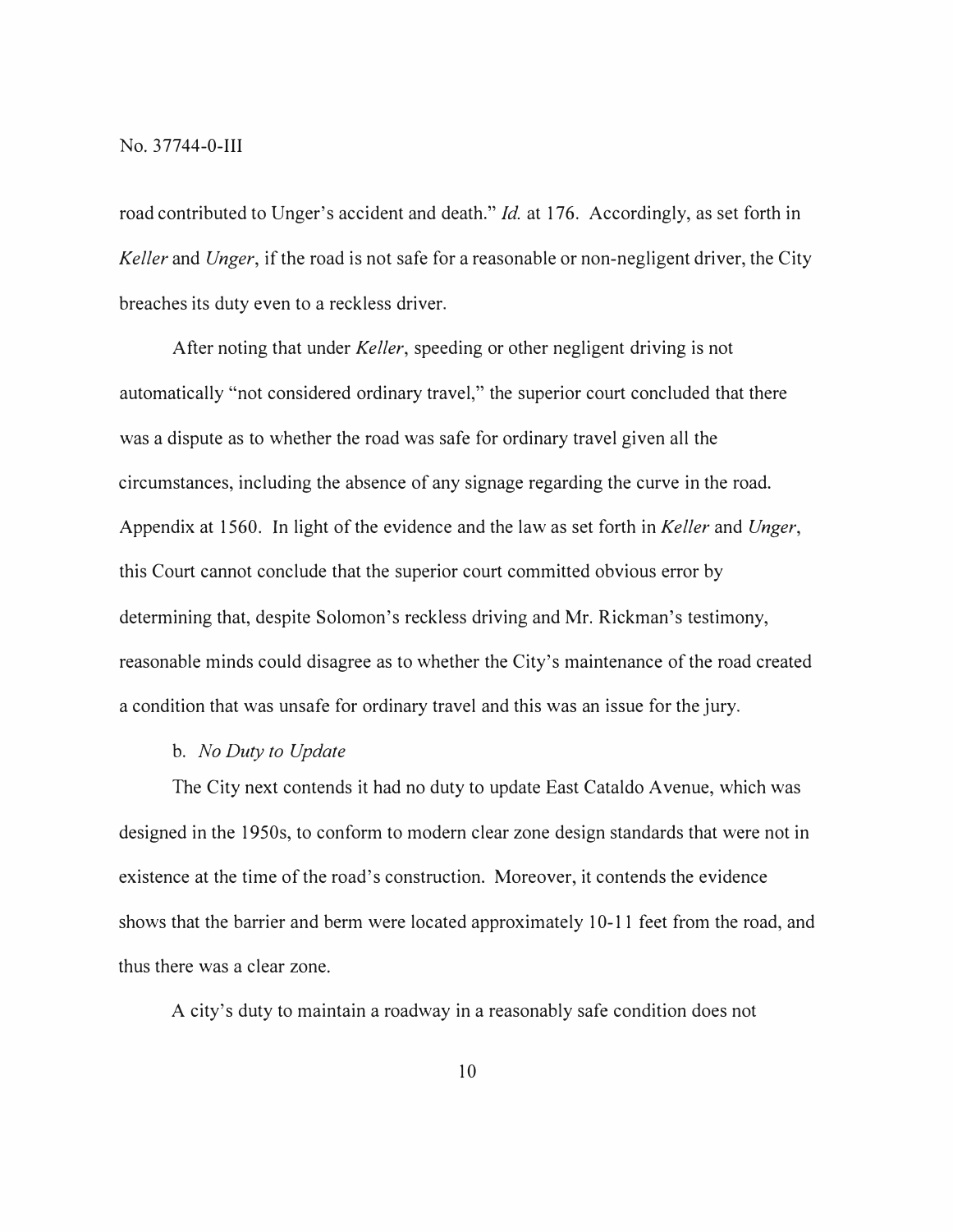road contributed to Unger's accident and death." *Id.* at 176. Accordingly, as set forth in *Keller* and *Unger*, if the road is not safe for a reasonable or non-negligent driver, the City breaches its duty even to a reckless driver.

After noting that under *Keller*, speeding or other negligent driving is not automatically "not considered ordinary travel," the superior court concluded that there was a dispute as to whether the road was safe for ordinary travel given all the circumstances, including the absence of any signage regarding the curve in the road. Appendix at 1560. In light of the evidence and the law as set forth in *Keller* and *Unger*, this Court cannot conclude that the superior court committed obvious error by determining that, despite Solomon's reckless driving and Mr. Rickman's testimony, reasonable minds could disagree as to whether the City's maintenance of the road created a condition that was unsafe for ordinary travel and this was an issue for the jury.

b. *No Duty to Update*

The City next contends it had no duty to update East Cataldo Avenue, which was designed in the 1950s, to conform to modern clear zone design standards that were not in existence at the time of the road's construction. Moreover, it contends the evidence shows that the barrier and berm were located approximately 10-11 feet from the road, and thus there was a clear zone.

A city's duty to maintain a roadway in a reasonably safe condition does not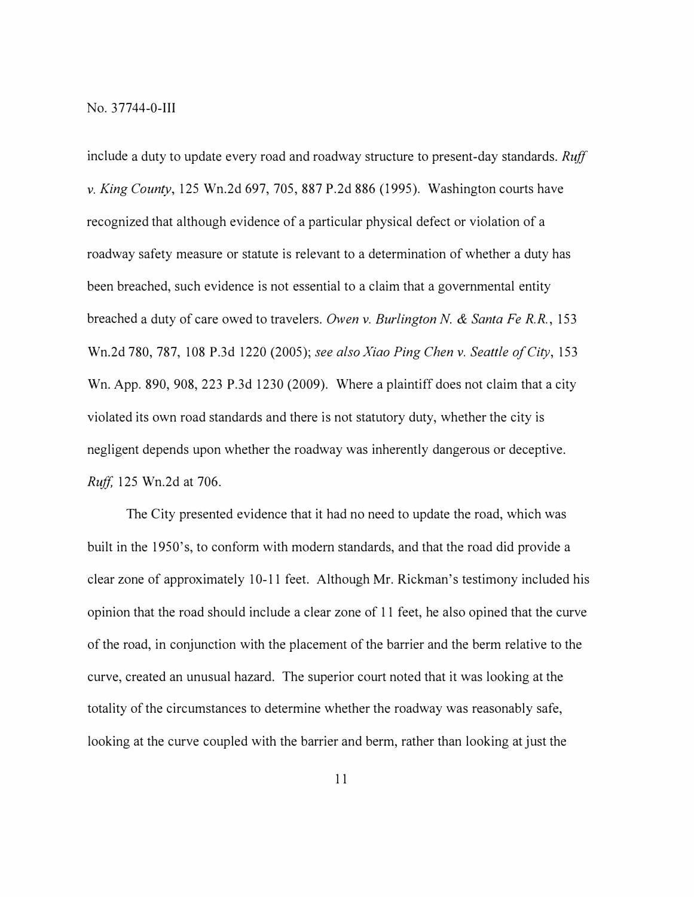include a duty to update every road and roadway structure to present-day standards. *Ruff v. King County*, 125 Wn.2d 697, 705, 887 P.2d 886 (1995). Washington courts have recognized that although evidence of a particular physical defect or violation of a roadway safety measure or statute is relevant to a determination of whether a duty has been breached, such evidence is not essential to a claim that a governmental entity breached a duty of care owed to travelers. *Owen v. Burlington N. & Santa Fe R.R.*, 153 Wn.2d 780, 787, 108 P.3d 1220 (2005); *see also Xiao Ping Chen v. Seattle of City*, 153 Wn. App. 890, 908, 223 P.3d 1230 (2009). Where a plaintiff does not claim that a city violated its own road standards and there is not statutory duty, whether the city is negligent depends upon whether the roadway was inherently dangerous or deceptive. *Ruff,* 125 Wn.2d at 706.

The City presented evidence that it had no need to update the road, which was built in the 1950's, to conform with modern standards, and that the road did provide a clear zone of approximately 10-11 feet. Although Mr. Rickman's testimony included his opinion that the road should include a clear zone of 11 feet, he also opined that the curve of the road, in conjunction with the placement of the barrier and the berm relative to the curve, created an unusual hazard. The superior court noted that it was looking at the totality of the circumstances to determine whether the roadway was reasonably safe, looking at the curve coupled with the barrier and berm, rather than looking at just the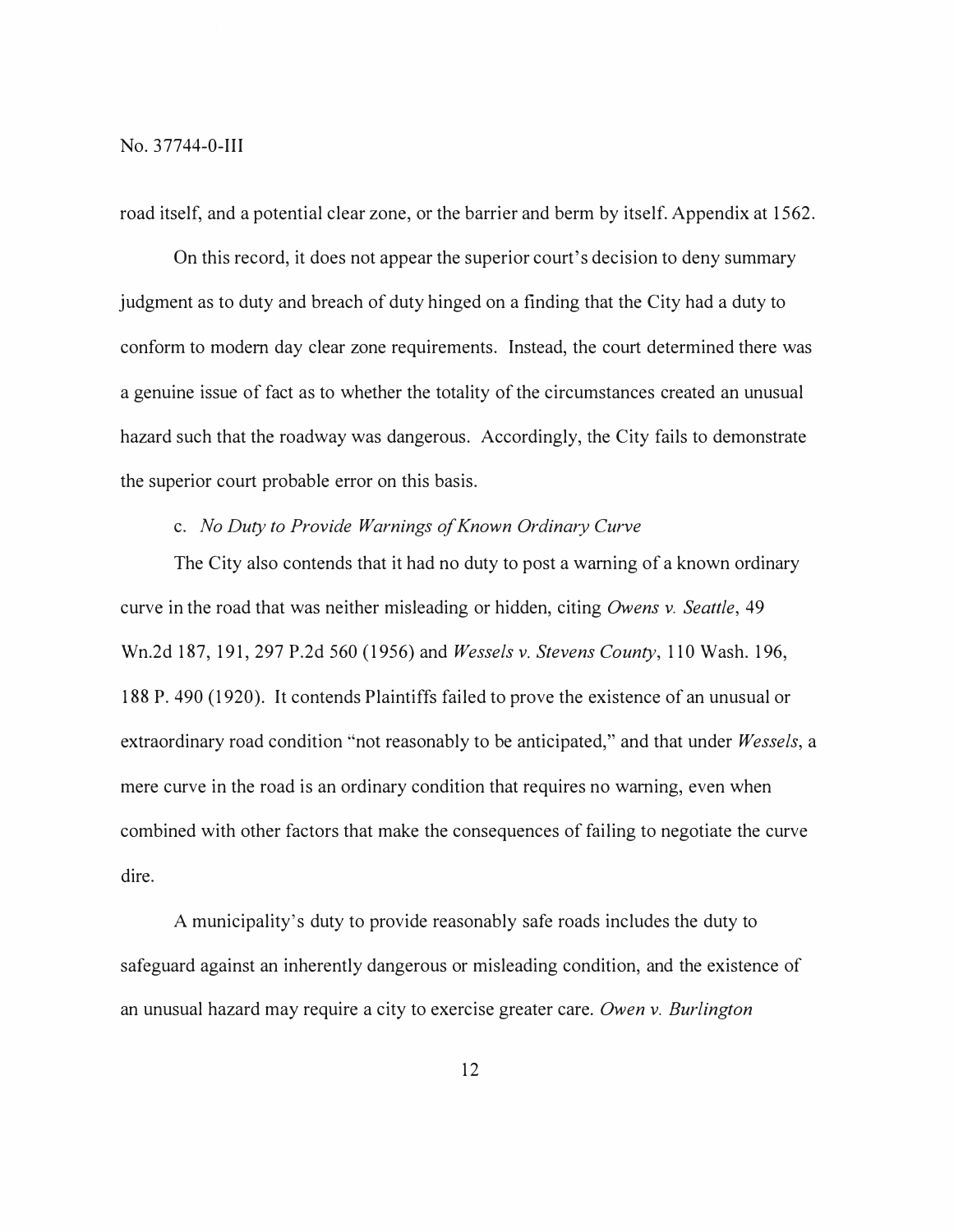road itself, and a potential clear zone, or the barrier and berm by itself. Appendix at 1562.

On this record, it does not appear the superior court's decision to deny summary judgment as to duty and breach of duty hinged on a finding that the City had a duty to conform to modern day clear zone requirements. Instead, the court determined there was a genuine issue of fact as to whether the totality of the circumstances created an unusual hazard such that the roadway was dangerous. Accordingly, the City fails to demonstrate the superior court probable error on this basis.

c. *No Duty to Provide Warnings of Known Ordinary Curve*

The City also contends that it had no duty to post a warning of a known ordinary curve in the road that was neither misleading or hidden, citing *Owens v. Seattle*, 49 Wn.2d 187, 191, 297 P.2d 560 (1956) and *Wessels v. Stevens County*, 110 Wash. 196, 188 P. 490 (1920). It contends Plaintiffs failed to prove the existence of an unusual or extraordinary road condition "not reasonably to be anticipated," and that under *Wessels*, a mere curve in the road is an ordinary condition that requires no warning, even when combined with other factors that make the consequences of failing to negotiate the curve dire.

A municipality's duty to provide reasonably safe roads includes the duty to safeguard against an inherently dangerous or misleading condition, and the existence of an unusual hazard may require a city to exercise greater care. *Owen v. Burlington*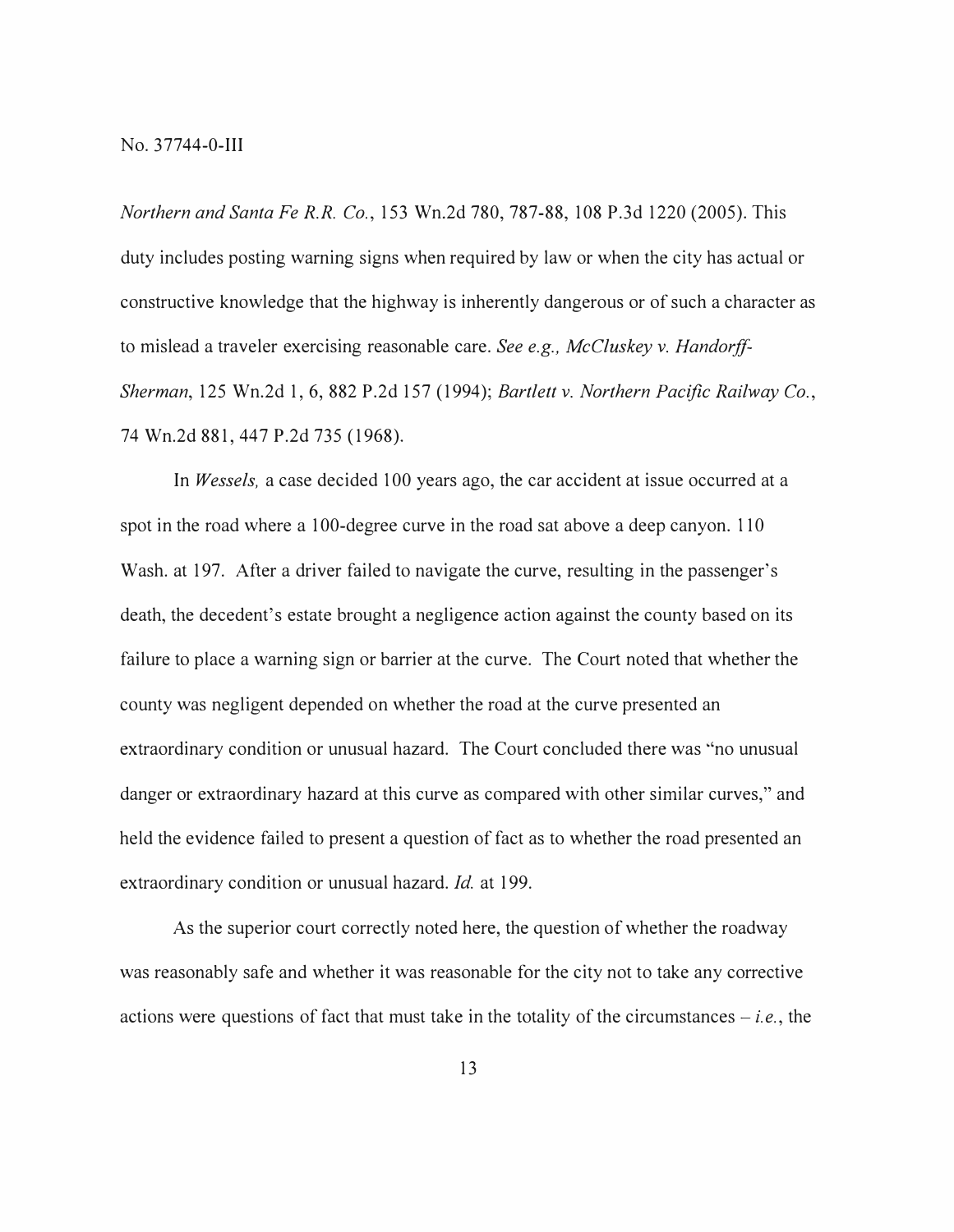*Northern and Santa Fe R.R. Co.*, 153 Wn.2d 780, 787-88, 108 P.3d 1220 (2005). This duty includes posting warning signs when required by law or when the city has actual or constructive knowledge that the highway is inherently dangerous or of such a character as to mislead a traveler exercising reasonable care. *See e.g., McCluskey v. Handorff-Sherman*, 125 Wn.2d 1, 6, 882 P.2d 157 (1994); *Bartlett v. Northern Pacific Railway Co.*, 74 Wn.2d 881, 447 P.2d 735 (1968).

In *Wessels,* a case decided 100 years ago, the car accident at issue occurred at a spot in the road where a 100-degree curve in the road sat above a deep canyon. 110 Wash. at 197. After a driver failed to navigate the curve, resulting in the passenger's death, the decedent's estate brought a negligence action against the county based on its failure to place a warning sign or barrier at the curve. The Court noted that whether the county was negligent depended on whether the road at the curve presented an extraordinary condition or unusual hazard. The Court concluded there was "no unusual danger or extraordinary hazard at this curve as compared with other similar curves," and held the evidence failed to present a question of fact as to whether the road presented an extraordinary condition or unusual hazard. *Id.* at 199.

As the superior court correctly noted here, the question of whether the roadway was reasonably safe and whether it was reasonable for the city not to take any corrective actions were questions of fact that must take in the totality of the circumstances – *i.e.*, the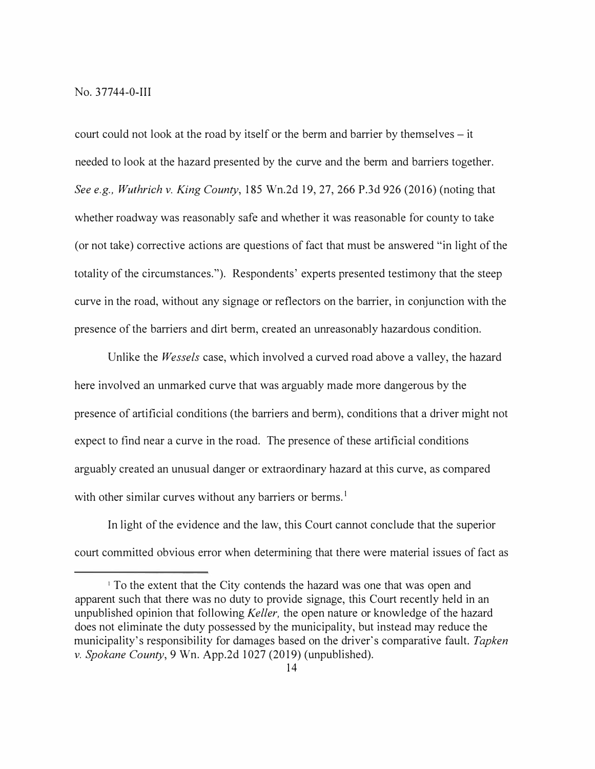court could not look at the road by itself or the berm and barrier by themselves – it needed to look at the hazard presented by the curve and the berm and barriers together. *See e.g., Wuthrich v. King County*, 185 Wn.2d 19, 27, 266 P.3d 926 (2016) (noting that whether roadway was reasonably safe and whether it was reasonable for county to take (or not take) corrective actions are questions of fact that must be answered "in light of the totality of the circumstances."). Respondents' experts presented testimony that the steep curve in the road, without any signage or reflectors on the barrier, in conjunction with the presence of the barriers and dirt berm, created an unreasonably hazardous condition.

Unlike the *Wessels* case, which involved a curved road above a valley, the hazard here involved an unmarked curve that was arguably made more dangerous by the presence of artificial conditions (the barriers and berm), conditions that a driver might not expect to find near a curve in the road. The presence of these artificial conditions arguably created an unusual danger or extraordinary hazard at this curve, as compared with other similar curves without any barriers or berms.[1]

In light of the evidence and the law, this Court cannot conclude that the superior court committed obvious error when determining that there were material issues of fact as

---

[1] To the extent that the City contends the hazard was one that was open and apparent such that there was no duty to provide signage, this Court recently held in an unpublished opinion that following *Keller,* the open nature or knowledge of the hazard does not eliminate the duty possessed by the municipality, but instead may reduce the municipality's responsibility for damages based on the driver's comparative fault. *Tapken v. Spokane County*, 9 Wn. App.2d 1027 (2019) (unpublished).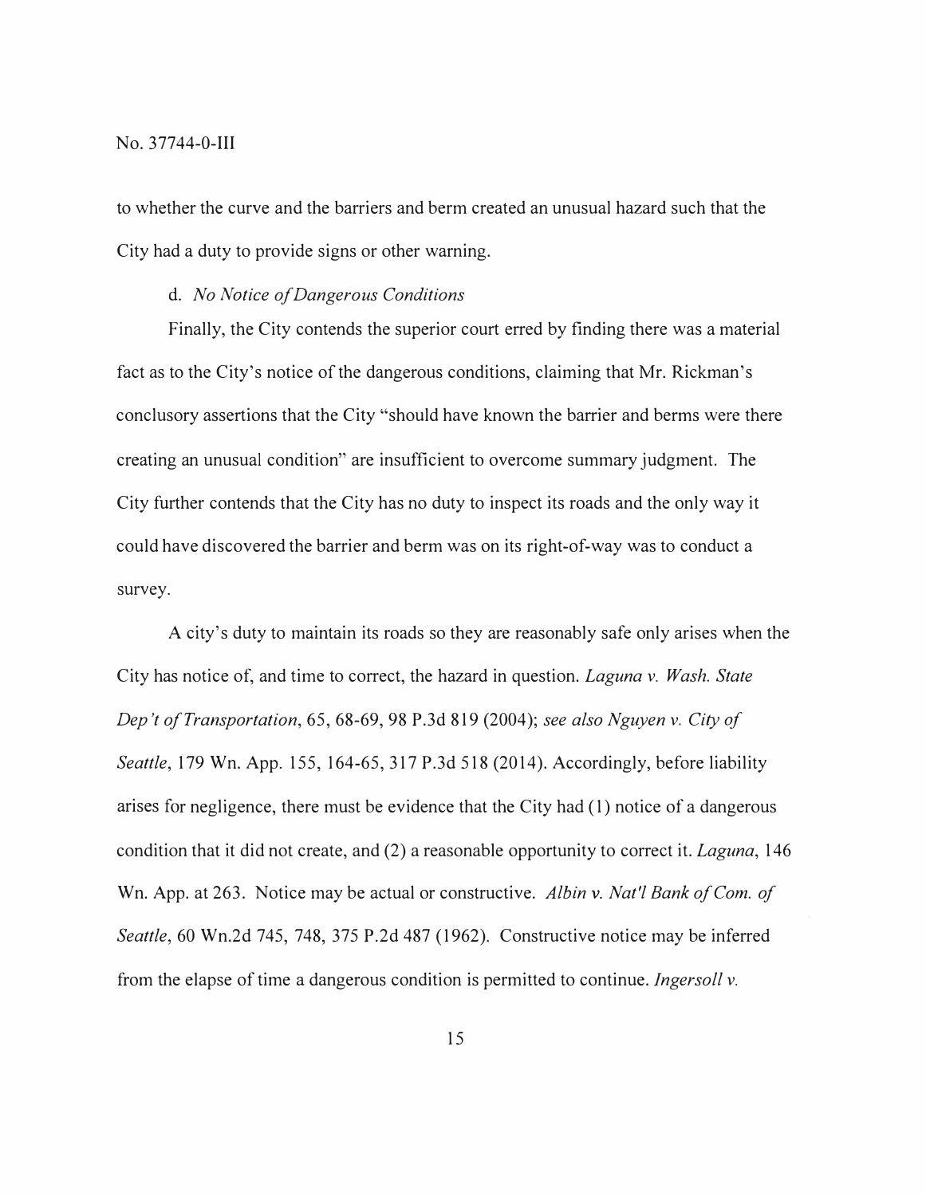to whether the curve and the barriers and berm created an unusual hazard such that the City had a duty to provide signs or other warning.

d. *No Notice of Dangerous Conditions*

Finally, the City contends the superior court erred by finding there was a material fact as to the City's notice of the dangerous conditions, claiming that Mr. Rickman's conclusory assertions that the City "should have known the barrier and berms were there creating an unusual condition" are insufficient to overcome summary judgment. The City further contends that the City has no duty to inspect its roads and the only way it could have discovered the barrier and berm was on its right-of-way was to conduct a survey.

A city's duty to maintain its roads so they are reasonably safe only arises when the City has notice of, and time to correct, the hazard in question. *Laguna v. Wash. State Dep't of Transportation*, 65, 68-69, 98 P.3d 819 (2004); *see also Nguyen v. City of Seattle*, 179 Wn. App. 155, 164-65, 317 P.3d 518 (2014). Accordingly, before liability arises for negligence, there must be evidence that the City had (1) notice of a dangerous condition that it did not create, and (2) a reasonable opportunity to correct it. *Laguna*, 146 Wn. App. at 263. Notice may be actual or constructive. *Albin v. Nat'l Bank of Com. of Seattle*, 60 Wn.2d 745, 748, 375 P.2d 487 (1962). Constructive notice may be inferred from the elapse of time a dangerous condition is permitted to continue. *Ingersoll v.*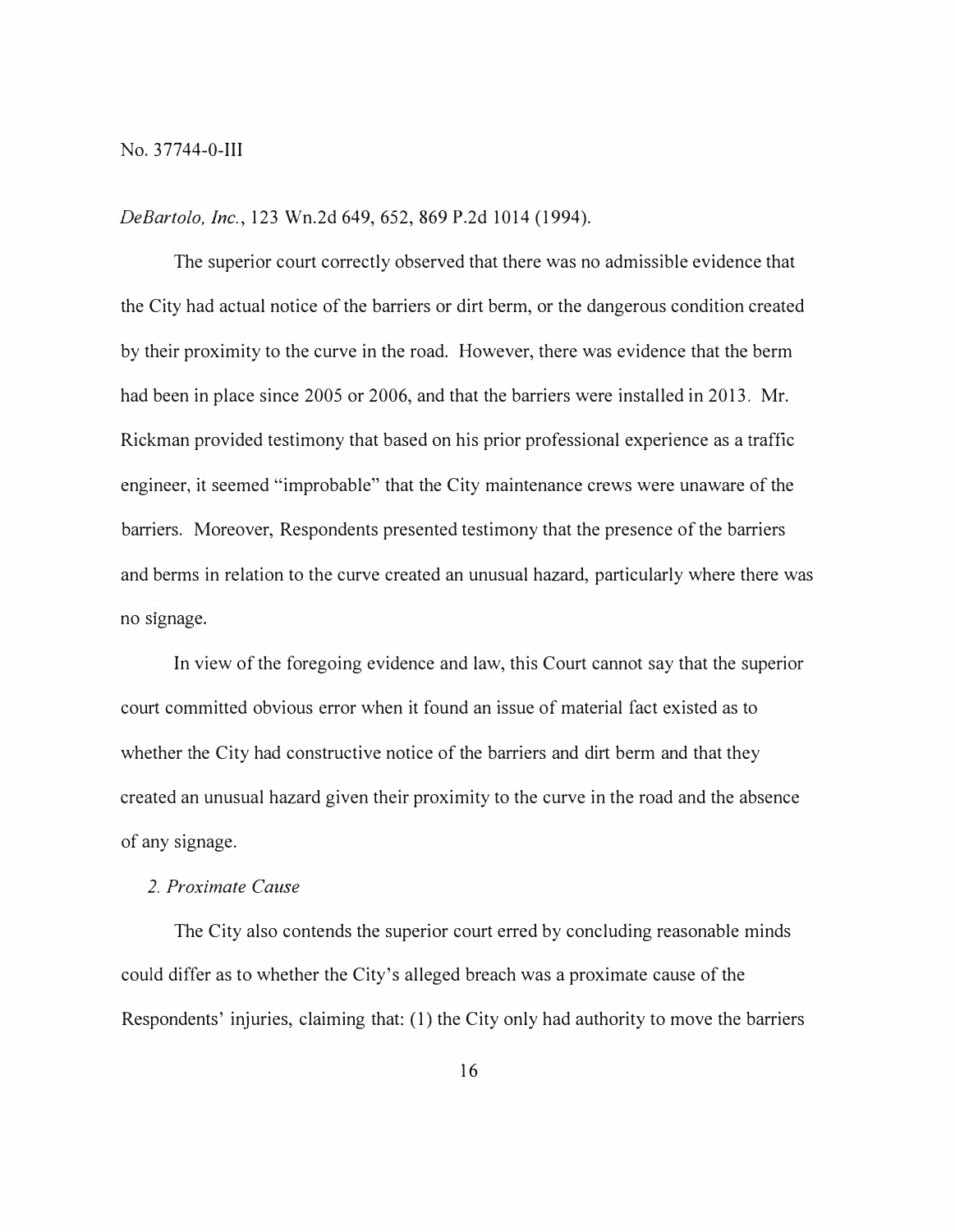*DeBartolo, Inc.*, 123 Wn.2d 649, 652, 869 P.2d 1014 (1994).

The superior court correctly observed that there was no admissible evidence that the City had actual notice of the barriers or dirt berm, or the dangerous condition created by their proximity to the curve in the road. However, there was evidence that the berm had been in place since 2005 or 2006, and that the barriers were installed in 2013. Mr. Rickman provided testimony that based on his prior professional experience as a traffic engineer, it seemed "improbable" that the City maintenance crews were unaware of the barriers. Moreover, Respondents presented testimony that the presence of the barriers and berms in relation to the curve created an unusual hazard, particularly where there was no signage.

In view of the foregoing evidence and law, this Court cannot say that the superior court committed obvious error when it found an issue of material fact existed as to whether the City had constructive notice of the barriers and dirt berm and that they created an unusual hazard given their proximity to the curve in the road and the absence of any signage.

*2. Proximate Cause*

The City also contends the superior court erred by concluding reasonable minds could differ as to whether the City's alleged breach was a proximate cause of the Respondents' injuries, claiming that: (1) the City only had authority to move the barriers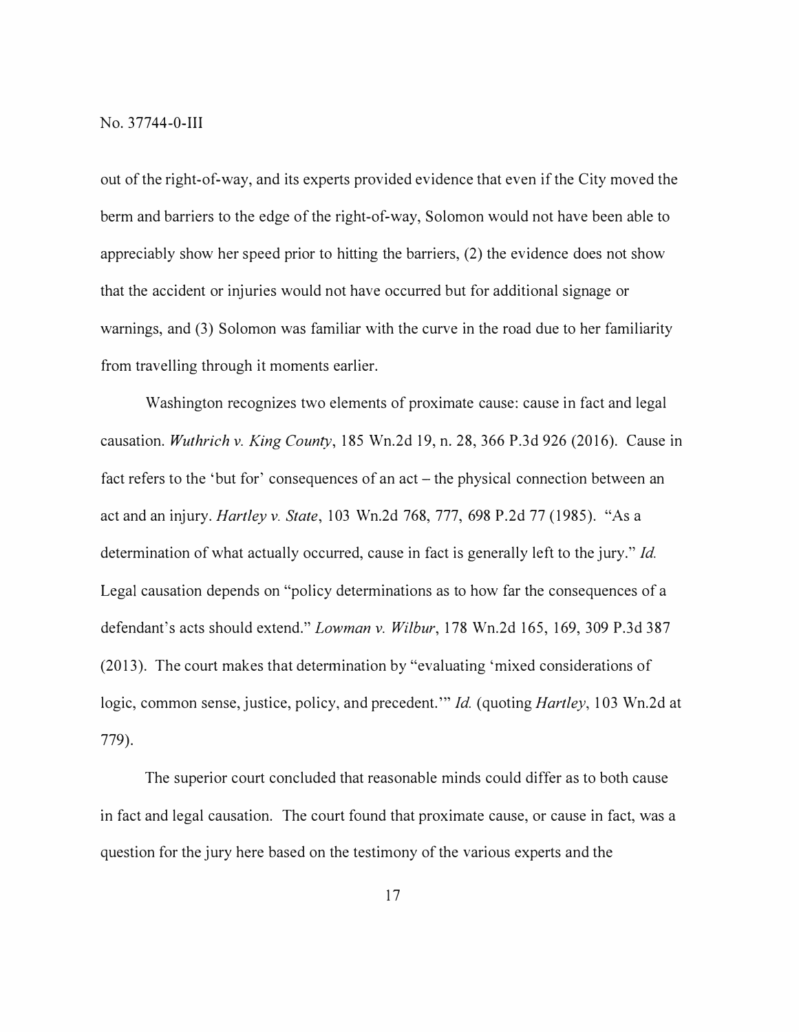out of the right-of-way, and its experts provided evidence that even if the City moved the berm and barriers to the edge of the right-of-way, Solomon would not have been able to appreciably show her speed prior to hitting the barriers, (2) the evidence does not show that the accident or injuries would not have occurred but for additional signage or warnings, and (3) Solomon was familiar with the curve in the road due to her familiarity from travelling through it moments earlier.

Washington recognizes two elements of proximate cause: cause in fact and legal causation. *Wuthrich v. King County*, 185 Wn.2d 19, n. 28, 366 P.3d 926 (2016). Cause in fact refers to the 'but for' consequences of an act – the physical connection between an act and an injury. *Hartley v. State*, 103 Wn.2d 768, 777, 698 P.2d 77 (1985). "As a determination of what actually occurred, cause in fact is generally left to the jury." *Id.* Legal causation depends on "policy determinations as to how far the consequences of a defendant's acts should extend." *Lowman v. Wilbur*, 178 Wn.2d 165, 169, 309 P.3d 387 (2013). The court makes that determination by "evaluating 'mixed considerations of logic, common sense, justice, policy, and precedent.'" *Id.* (quoting *Hartley*, 103 Wn.2d at 779).

The superior court concluded that reasonable minds could differ as to both cause in fact and legal causation. The court found that proximate cause, or cause in fact, was a question for the jury here based on the testimony of the various experts and the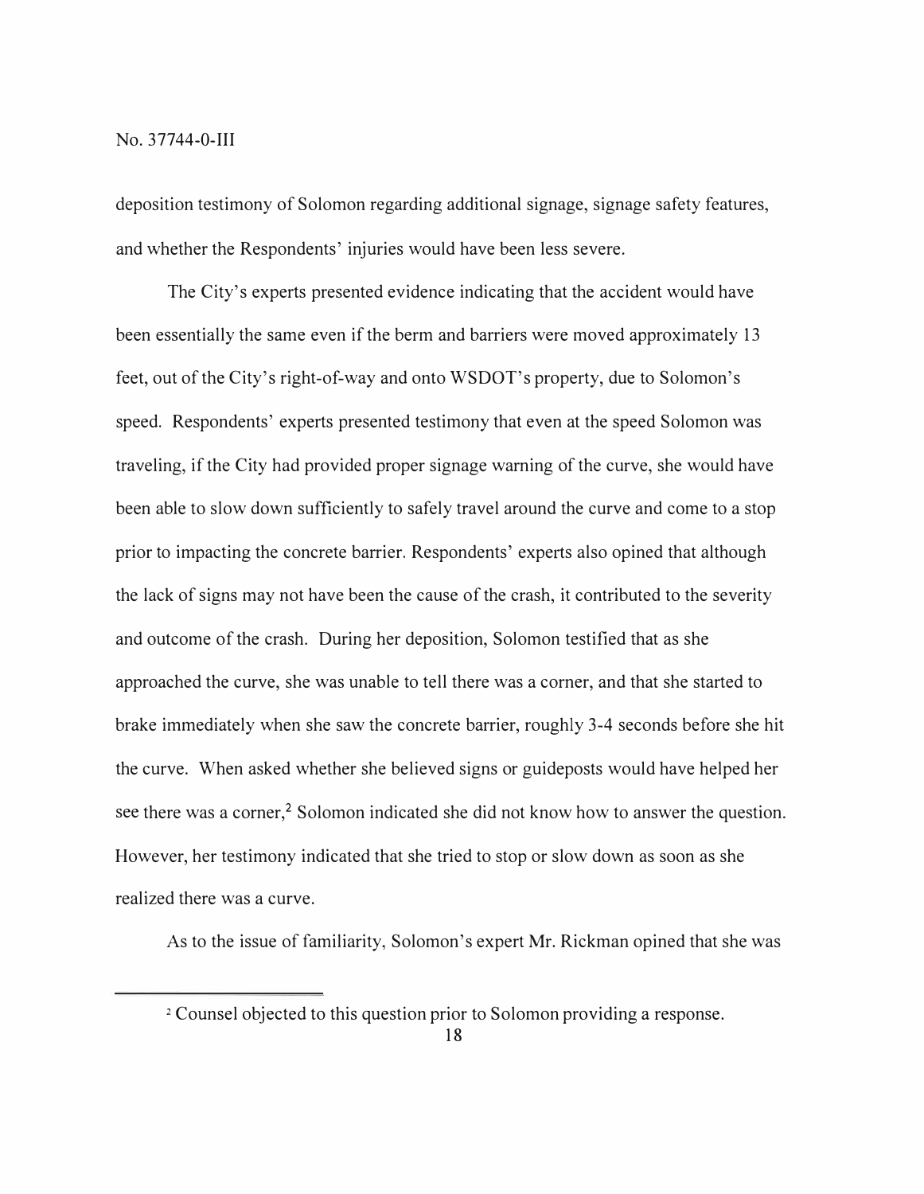deposition testimony of Solomon regarding additional signage, signage safety features, and whether the Respondents' injuries would have been less severe.

The City's experts presented evidence indicating that the accident would have been essentially the same even if the berm and barriers were moved approximately 13 feet, out of the City's right-of-way and onto WSDOT's property, due to Solomon's speed. Respondents' experts presented testimony that even at the speed Solomon was traveling, if the City had provided proper signage warning of the curve, she would have been able to slow down sufficiently to safely travel around the curve and come to a stop prior to impacting the concrete barrier. Respondents' experts also opined that although the lack of signs may not have been the cause of the crash, it contributed to the severity and outcome of the crash. During her deposition, Solomon testified that as she approached the curve, she was unable to tell there was a corner, and that she started to brake immediately when she saw the concrete barrier, roughly 3-4 seconds before she hit the curve. When asked whether she believed signs or guideposts would have helped her see there was a corner,[2] Solomon indicated she did not know how to answer the question. However, her testimony indicated that she tried to stop or slow down as soon as she realized there was a curve.

As to the issue of familiarity, Solomon's expert Mr. Rickman opined that she was

---

[2] Counsel objected to this question prior to Solomon providing a response.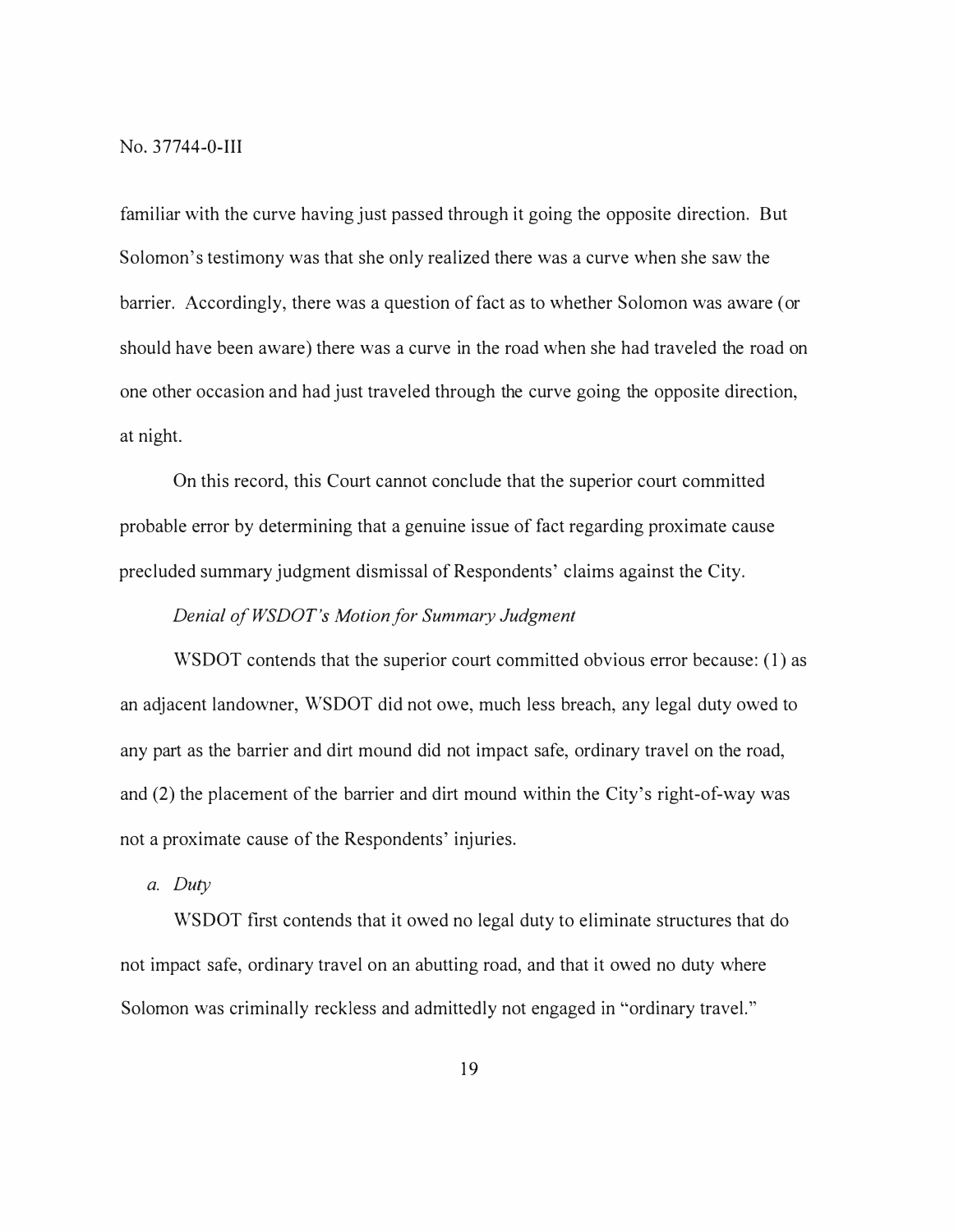familiar with the curve having just passed through it going the opposite direction. But Solomon's testimony was that she only realized there was a curve when she saw the barrier. Accordingly, there was a question of fact as to whether Solomon was aware (or should have been aware) there was a curve in the road when she had traveled the road on one other occasion and had just traveled through the curve going the opposite direction, at night.

On this record, this Court cannot conclude that the superior court committed probable error by determining that a genuine issue of fact regarding proximate cause precluded summary judgment dismissal of Respondents' claims against the City.

*Denial of WSDOT's Motion for Summary Judgment*

WSDOT contends that the superior court committed obvious error because: (1) as an adjacent landowner, WSDOT did not owe, much less breach, any legal duty owed to any part as the barrier and dirt mound did not impact safe, ordinary travel on the road, and (2) the placement of the barrier and dirt mound within the City's right-of-way was not a proximate cause of the Respondents' injuries.

*a. Duty*

WSDOT first contends that it owed no legal duty to eliminate structures that do not impact safe, ordinary travel on an abutting road, and that it owed no duty where Solomon was criminally reckless and admittedly not engaged in "ordinary travel."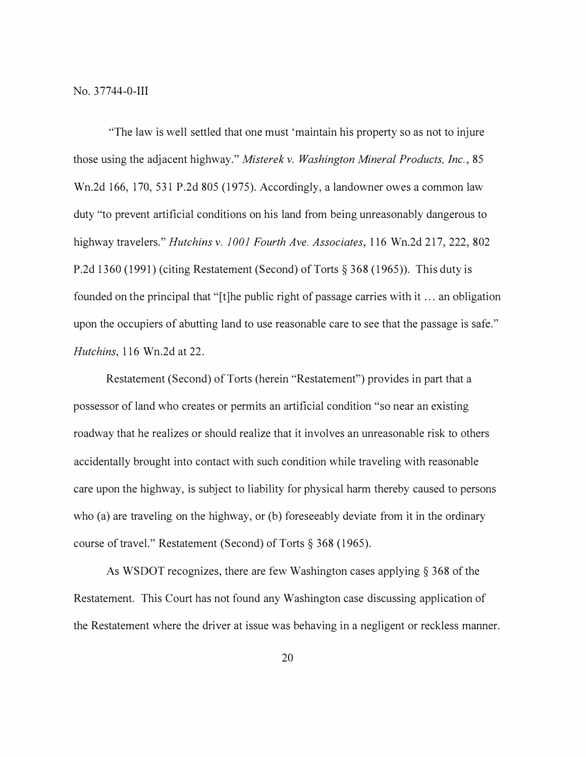"The law is well settled that one must 'maintain his property so as not to injure those using the adjacent highway." *Misterek v. Washington Mineral Products, Inc.*, 85 Wn.2d 166, 170, 531 P.2d 805 (1975). Accordingly, a landowner owes a common law duty "to prevent artificial conditions on his land from being unreasonably dangerous to highway travelers." *Hutchins v. 1001 Fourth Ave. Associates*, 116 Wn.2d 217, 222, 802 P.2d 1360 (1991) (citing Restatement (Second) of Torts § 368 (1965)). This duty is founded on the principal that "[t]he public right of passage carries with it … an obligation upon the occupiers of abutting land to use reasonable care to see that the passage is safe." *Hutchins*, 116 Wn.2d at 22.

Restatement (Second) of Torts (herein "Restatement") provides in part that a possessor of land who creates or permits an artificial condition "so near an existing roadway that he realizes or should realize that it involves an unreasonable risk to others accidentally brought into contact with such condition while traveling with reasonable care upon the highway, is subject to liability for physical harm thereby caused to persons who (a) are traveling on the highway, or (b) foreseeably deviate from it in the ordinary course of travel." Restatement (Second) of Torts § 368 (1965).

As WSDOT recognizes, there are few Washington cases applying § 368 of the Restatement. This Court has not found any Washington case discussing application of the Restatement where the driver at issue was behaving in a negligent or reckless manner.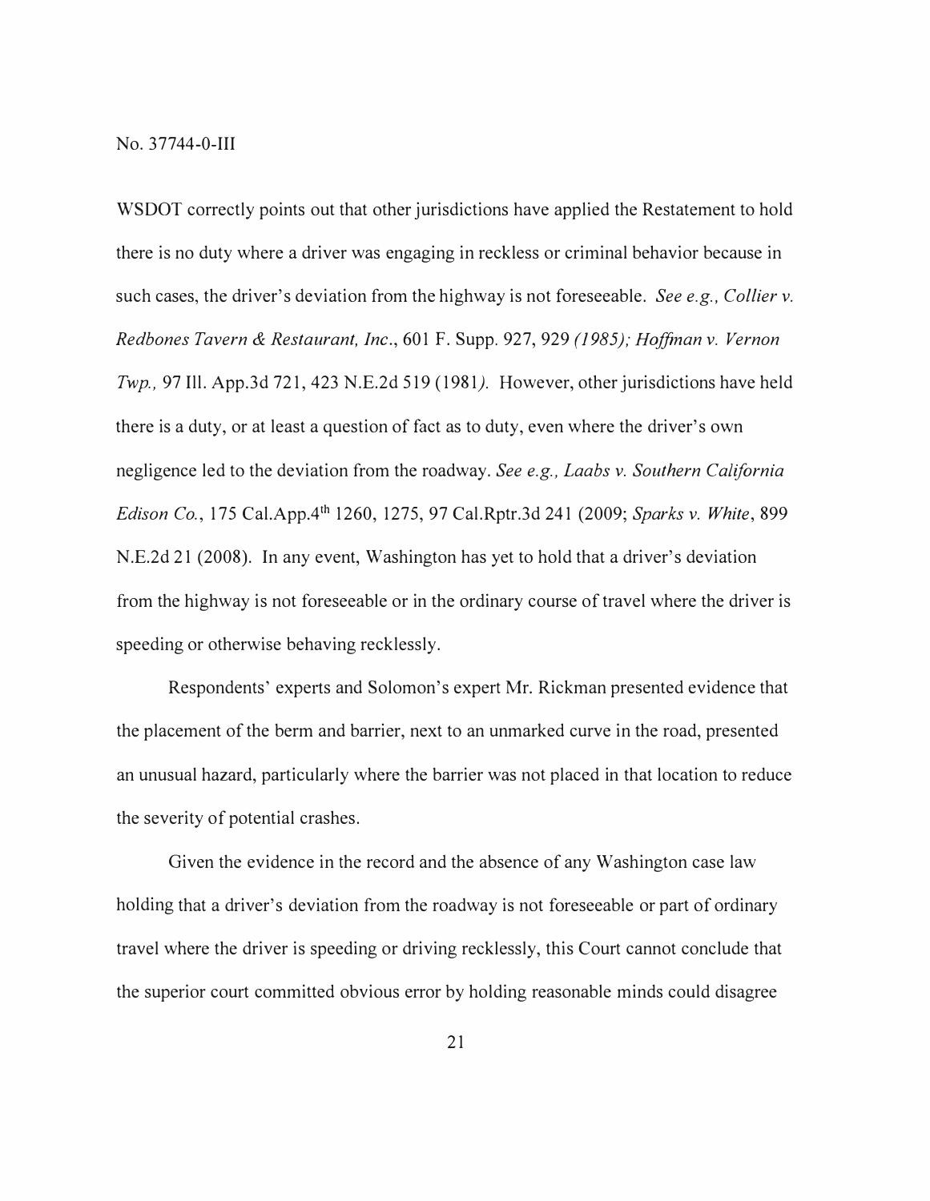WSDOT correctly points out that other jurisdictions have applied the Restatement to hold there is no duty where a driver was engaging in reckless or criminal behavior because in such cases, the driver's deviation from the highway is not foreseeable. *See e.g., Collier v. Redbones Tavern & Restaurant, Inc.*, 601 F. Supp. 927, 929 *(1985); Hoffman v. Vernon Twp.,* 97 Ill. App.3d 721, 423 N.E.2d 519 (1981*).* However, other jurisdictions have held there is a duty, or at least a question of fact as to duty, even where the driver's own negligence led to the deviation from the roadway. *See e.g., Laabs v. Southern California Edison Co.*, 175 Cal.App.4th 1260, 1275, 97 Cal.Rptr.3d 241 (2009; *Sparks v. White*, 899 N.E.2d 21 (2008). In any event, Washington has yet to hold that a driver's deviation from the highway is not foreseeable or in the ordinary course of travel where the driver is speeding or otherwise behaving recklessly.

Respondents' experts and Solomon's expert Mr. Rickman presented evidence that the placement of the berm and barrier, next to an unmarked curve in the road, presented an unusual hazard, particularly where the barrier was not placed in that location to reduce the severity of potential crashes.

Given the evidence in the record and the absence of any Washington case law holding that a driver's deviation from the roadway is not foreseeable or part of ordinary travel where the driver is speeding or driving recklessly, this Court cannot conclude that the superior court committed obvious error by holding reasonable minds could disagree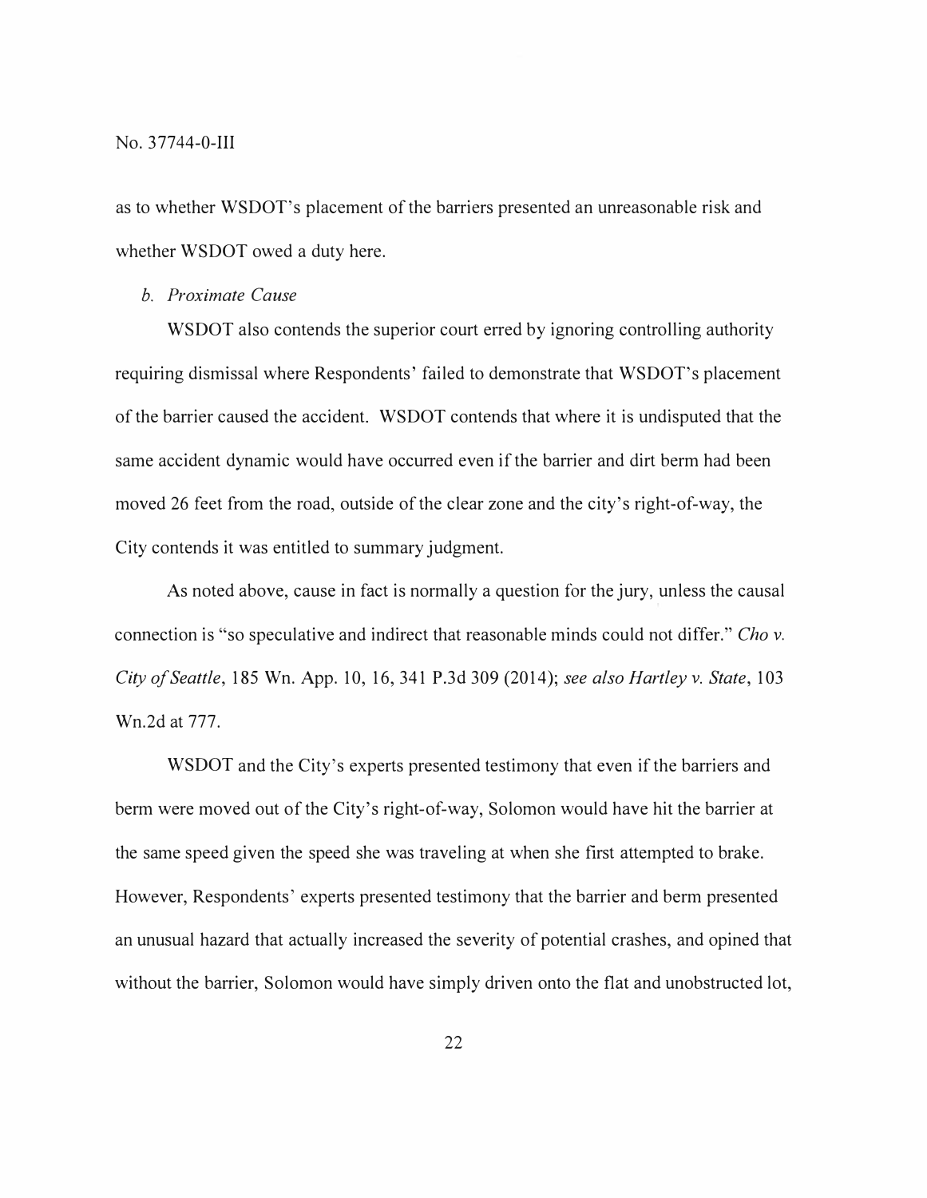as to whether WSDOT's placement of the barriers presented an unreasonable risk and whether WSDOT owed a duty here.

*b. Proximate Cause*

WSDOT also contends the superior court erred by ignoring controlling authority requiring dismissal where Respondents' failed to demonstrate that WSDOT's placement of the barrier caused the accident. WSDOT contends that where it is undisputed that the same accident dynamic would have occurred even if the barrier and dirt berm had been moved 26 feet from the road, outside of the clear zone and the city's right-of-way, the City contends it was entitled to summary judgment.

As noted above, cause in fact is normally a question for the jury, unless the causal connection is "so speculative and indirect that reasonable minds could not differ." *Cho v. City of Seattle*, 185 Wn. App. 10, 16, 341 P.3d 309 (2014); *see also Hartley v. State*, 103 Wn.2d at 777.

WSDOT and the City's experts presented testimony that even if the barriers and berm were moved out of the City's right-of-way, Solomon would have hit the barrier at the same speed given the speed she was traveling at when she first attempted to brake. However, Respondents' experts presented testimony that the barrier and berm presented an unusual hazard that actually increased the severity of potential crashes, and opined that without the barrier, Solomon would have simply driven onto the flat and unobstructed lot,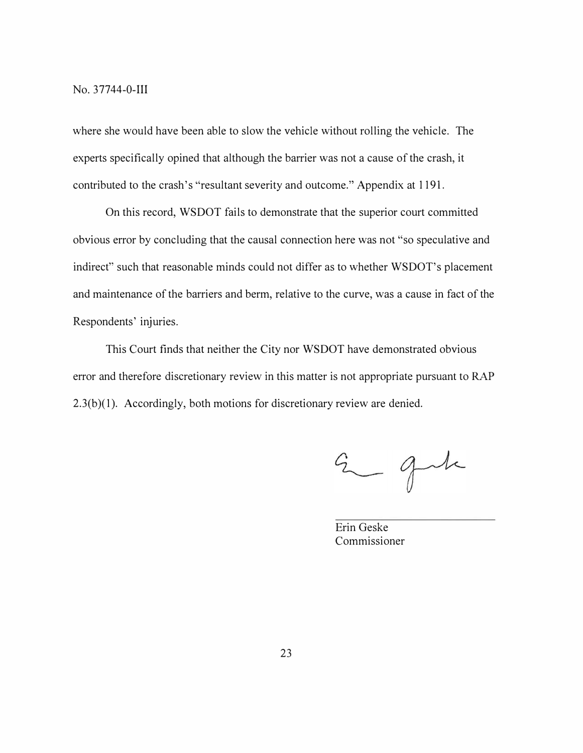where she would have been able to slow the vehicle without rolling the vehicle. The experts specifically opined that although the barrier was not a cause of the crash, it contributed to the crash's "resultant severity and outcome." Appendix at 1191.

On this record, WSDOT fails to demonstrate that the superior court committed obvious error by concluding that the causal connection here was not "so speculative and indirect" such that reasonable minds could not differ as to whether WSDOT's placement and maintenance of the barriers and berm, relative to the curve, was a cause in fact of the Respondents' injuries.

This Court finds that neither the City nor WSDOT have demonstrated obvious error and therefore discretionary review in this matter is not appropriate pursuant to RAP 2.3(b)(1). Accordingly, both motions for discretionary review are denied.

Erin Geske
Commissioner